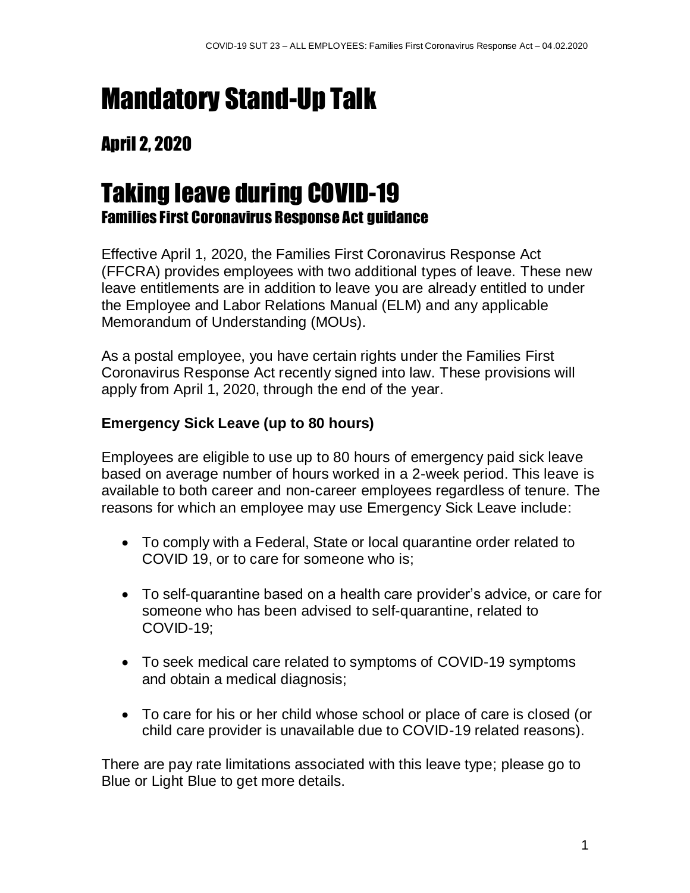# Mandatory Stand-Up Talk

## April 2, 2020

# Taking leave during COVID-19

### Families First Coronavirus Response Act guidance

Effective April 1, 2020, the Families First Coronavirus Response Act (FFCRA) provides employees with two additional types of leave. These new leave entitlements are in addition to leave you are already entitled to under the Employee and Labor Relations Manual (ELM) and any applicable Memorandum of Understanding (MOUs).

As a postal employee, you have certain rights under the Families First Coronavirus Response Act recently signed into law. These provisions will apply from April 1, 2020, through the end of the year.

**Emergency Sick Leave (up to 80 hours)**

Employees are eligible to use up to 80 hours of emergency paid sick leave based on average number of hours worked in a 2-week period. This leave is available to both career and non-career employees regardless of tenure. The reasons for which an employee may use Emergency Sick Leave include:

- To comply with a Federal, State or local quarantine order related to COVID 19, or to care for someone who is;
- To self-quarantine based on a health care provider's advice, or care for someone who has been advised to self-quarantine, related to COVID-19;
- To seek medical care related to symptoms of COVID-19 symptoms and obtain a medical diagnosis;
- To care for his or her child whose school or place of care is closed (or child care provider is unavailable due to COVID-19 related reasons).

There are pay rate limitations associated with this leave type; please go to Blue or Light Blue to get more details.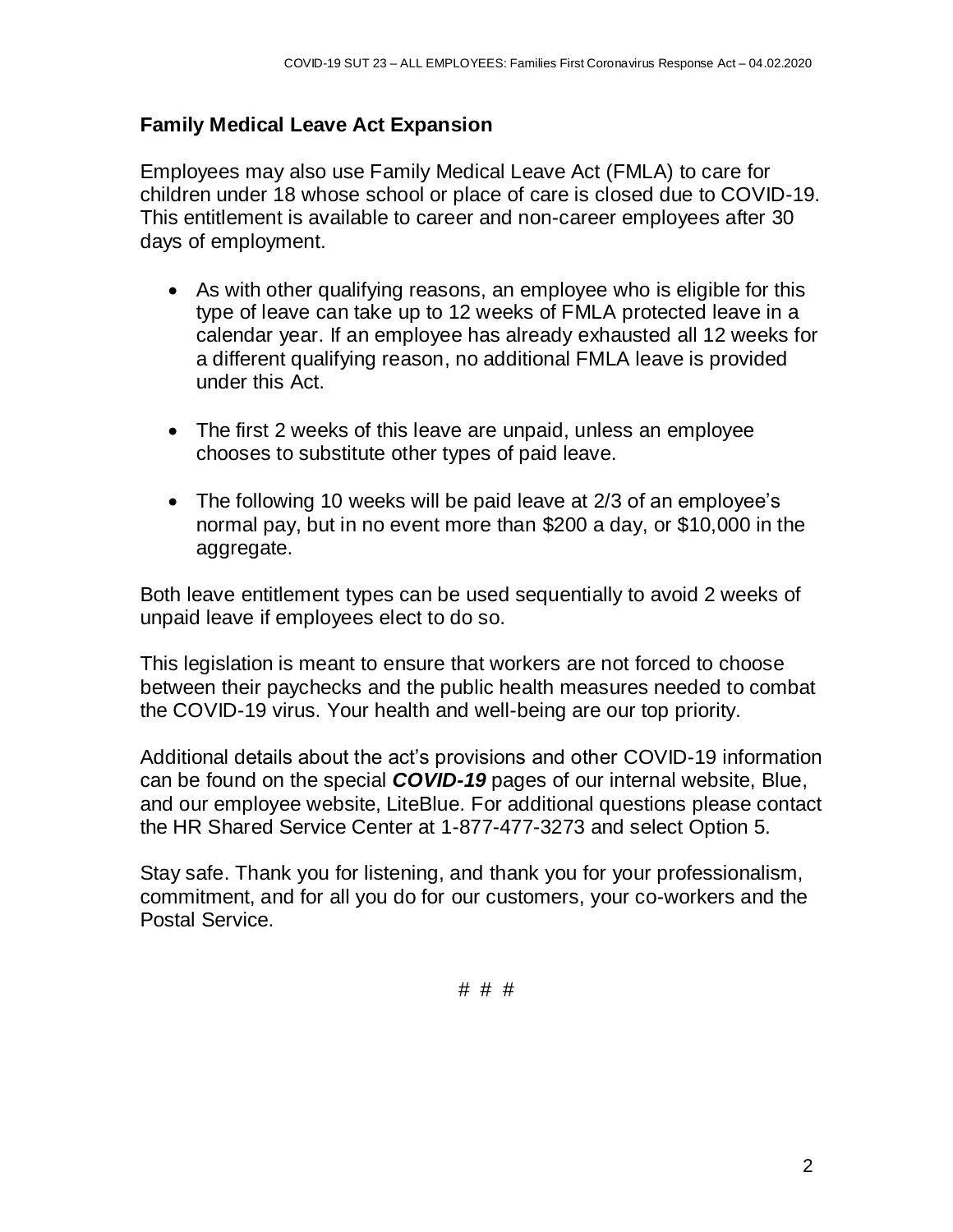## Family Medical Leave Act Expansion

Employees may also use Family Medical Leave Act (FMLA) to care for children under 18 whose school or place of care is closed due to COVID-19. This entitlement is available to career and non-career employees after 30 days of employment.

- As with other qualifying reasons, an employee who is eligible for this type of leave can take up to 12 weeks of FMLA protected leave in a calendar year. If an employee has already exhausted all 12 weeks for a different qualifying reason, no additional FMLA leave is provided under this Act.
- The first 2 weeks of this leave are unpaid, unless an employee chooses to substitute other types of paid leave.
- The following 10 weeks will be paid leave at 2/3 of an employee's normal pay, but in no event more than $200 a day, or $10,000 in the aggregate.

Both leave entitlement types can be used sequentially to avoid 2 weeks of unpaid leave if employees elect to do so.

This legislation is meant to ensure that workers are not forced to choose between their paychecks and the public health measures needed to combat the COVID-19 virus. Your health and well-being are our top priority.

Additional details about the act's provisions and other COVID-19 information can be found on the special ***COVID-19*** pages of our internal website, Blue, and our employee website, LiteBlue. For additional questions please contact the HR Shared Service Center at 1-877-477-3273 and select Option 5.

Stay safe. Thank you for listening, and thank you for your professionalism, commitment, and for all you do for our customers, your co-workers and the Postal Service.

# # #